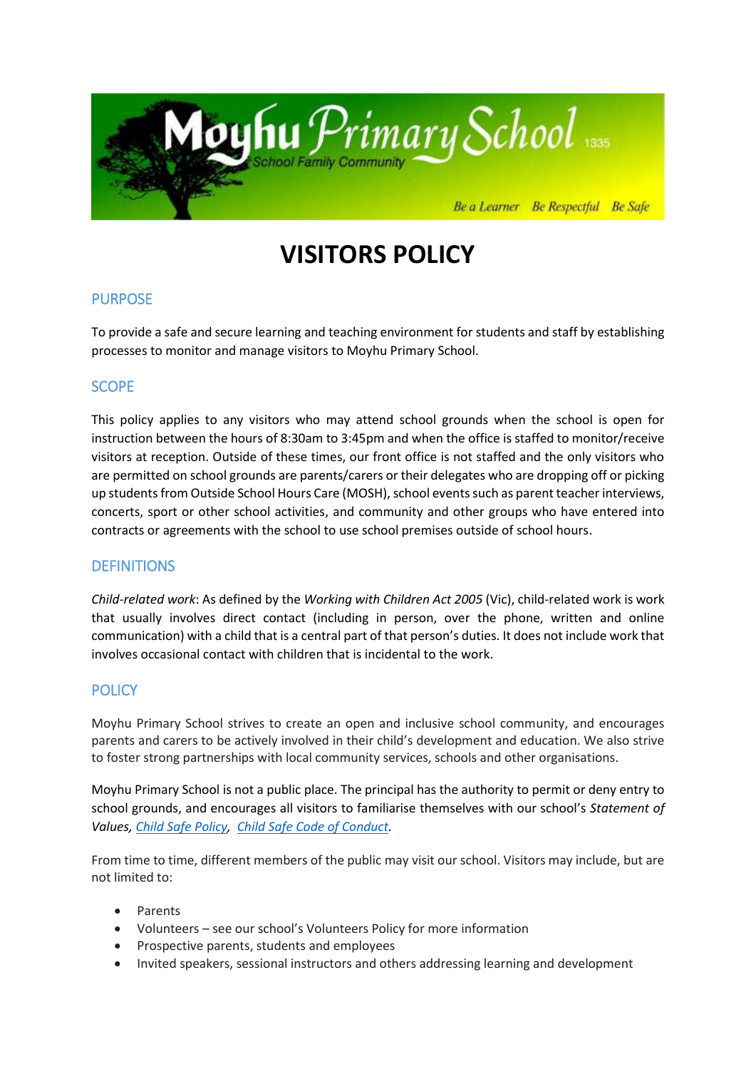# VISITORS POLICY

## PURPOSE

To provide a safe and secure learning and teaching environment for students and staff by establishing processes to monitor and manage visitors to Moyhu Primary School.

## SCOPE

This policy applies to any visitors who may attend school grounds when the school is open for instruction between the hours of 8:30am to 3:45pm and when the office is staffed to monitor/receive visitors at reception. Outside of these times, our front office is not staffed and the only visitors who are permitted on school grounds are parents/carers or their delegates who are dropping off or picking up students from Outside School Hours Care (MOSH), school events such as parent teacher interviews, concerts, sport or other school activities, and community and other groups who have entered into contracts or agreements with the school to use school premises outside of school hours.

## DEFINITIONS

*Child-related work*: As defined by the *Working with Children Act 2005* (Vic), child-related work is work that usually involves direct contact (including in person, over the phone, written and online communication) with a child that is a central part of that person's duties. It does not include work that involves occasional contact with children that is incidental to the work.

## POLICY

Moyhu Primary School strives to create an open and inclusive school community, and encourages parents and carers to be actively involved in their child's development and education. We also strive to foster strong partnerships with local community services, schools and other organisations.

Moyhu Primary School is not a public place. The principal has the authority to permit or deny entry to school grounds, and encourages all visitors to familiarise themselves with our school's *Statement of Values*, Child Safe Policy, Child Safe Code of Conduct.

From time to time, different members of the public may visit our school. Visitors may include, but are not limited to:

- Parents
- Volunteers – see our school's Volunteers Policy for more information
- Prospective parents, students and employees
- Invited speakers, sessional instructors and others addressing learning and development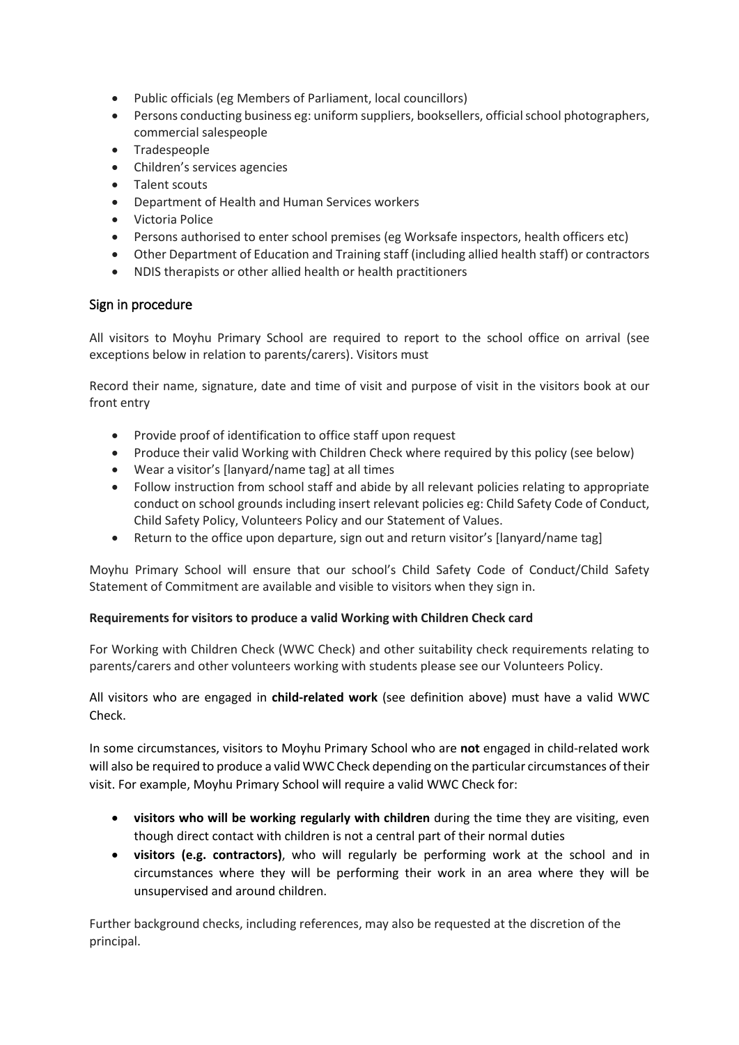- Public officials (eg Members of Parliament, local councillors)
- Persons conducting business eg: uniform suppliers, booksellers, official school photographers, commercial salespeople
- Tradespeople
- Children's services agencies
- Talent scouts
- Department of Health and Human Services workers
- Victoria Police
- Persons authorised to enter school premises (eg Worksafe inspectors, health officers etc)
- Other Department of Education and Training staff (including allied health staff) or contractors
- NDIS therapists or other allied health or health practitioners

## Sign in procedure

All visitors to Moyhu Primary School are required to report to the school office on arrival (see exceptions below in relation to parents/carers). Visitors must

Record their name, signature, date and time of visit and purpose of visit in the visitors book at our front entry

- Provide proof of identification to office staff upon request
- Produce their valid Working with Children Check where required by this policy (see below)
- Wear a visitor's [lanyard/name tag] at all times
- Follow instruction from school staff and abide by all relevant policies relating to appropriate conduct on school grounds including insert relevant policies eg: Child Safety Code of Conduct, Child Safety Policy, Volunteers Policy and our Statement of Values.
- Return to the office upon departure, sign out and return visitor's [lanyard/name tag]

Moyhu Primary School will ensure that our school's Child Safety Code of Conduct/Child Safety Statement of Commitment are available and visible to visitors when they sign in.

**Requirements for visitors to produce a valid Working with Children Check card**

For Working with Children Check (WWC Check) and other suitability check requirements relating to parents/carers and other volunteers working with students please see our Volunteers Policy.

All visitors who are engaged in **child-related work** (see definition above) must have a valid WWC Check.

In some circumstances, visitors to Moyhu Primary School who are **not** engaged in child-related work will also be required to produce a valid WWC Check depending on the particular circumstances of their visit. For example, Moyhu Primary School will require a valid WWC Check for:

- **visitors who will be working regularly with children** during the time they are visiting, even though direct contact with children is not a central part of their normal duties
- **visitors (e.g. contractors)**, who will regularly be performing work at the school and in circumstances where they will be performing their work in an area where they will be unsupervised and around children.

Further background checks, including references, may also be requested at the discretion of the principal.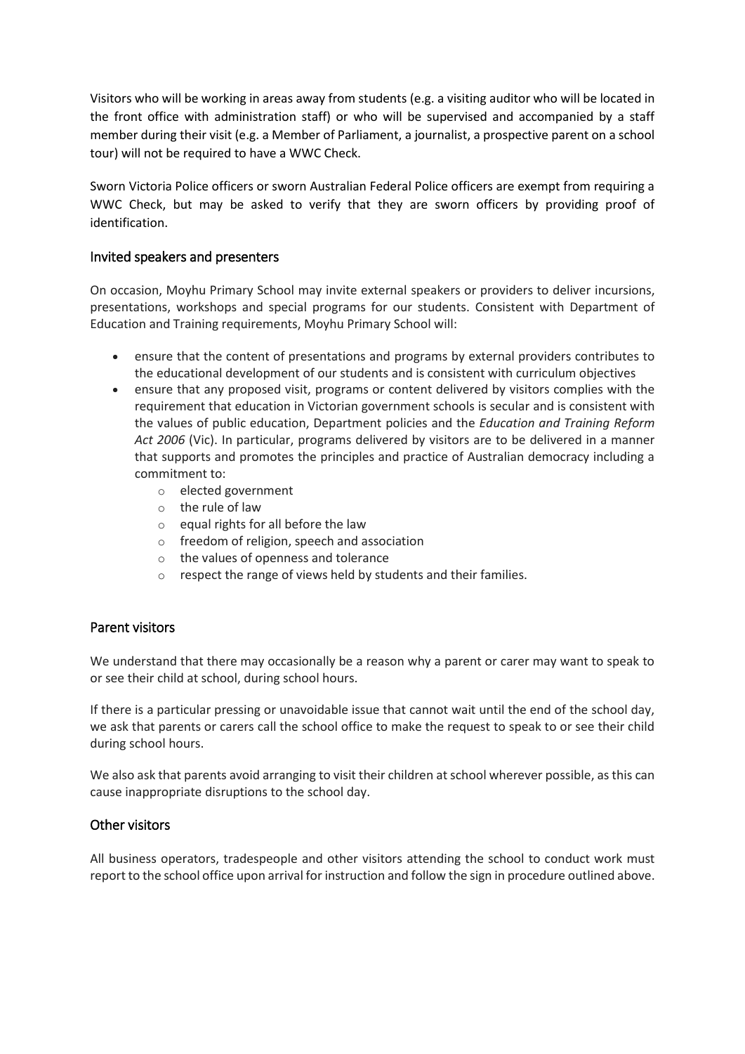Visitors who will be working in areas away from students (e.g. a visiting auditor who will be located in the front office with administration staff) or who will be supervised and accompanied by a staff member during their visit (e.g. a Member of Parliament, a journalist, a prospective parent on a school tour) will not be required to have a WWC Check.

Sworn Victoria Police officers or sworn Australian Federal Police officers are exempt from requiring a WWC Check, but may be asked to verify that they are sworn officers by providing proof of identification.

## Invited speakers and presenters

On occasion, Moyhu Primary School may invite external speakers or providers to deliver incursions, presentations, workshops and special programs for our students. Consistent with Department of Education and Training requirements, Moyhu Primary School will:

- ensure that the content of presentations and programs by external providers contributes to the educational development of our students and is consistent with curriculum objectives
- ensure that any proposed visit, programs or content delivered by visitors complies with the requirement that education in Victorian government schools is secular and is consistent with the values of public education, Department policies and the *Education and Training Reform Act 2006* (Vic). In particular, programs delivered by visitors are to be delivered in a manner that supports and promotes the principles and practice of Australian democracy including a commitment to:
    - elected government
    - the rule of law
    - equal rights for all before the law
    - freedom of religion, speech and association
    - the values of openness and tolerance
    - respect the range of views held by students and their families.

## Parent visitors

We understand that there may occasionally be a reason why a parent or carer may want to speak to or see their child at school, during school hours.

If there is a particular pressing or unavoidable issue that cannot wait until the end of the school day, we ask that parents or carers call the school office to make the request to speak to or see their child during school hours.

We also ask that parents avoid arranging to visit their children at school wherever possible, as this can cause inappropriate disruptions to the school day.

## Other visitors

All business operators, tradespeople and other visitors attending the school to conduct work must report to the school office upon arrival for instruction and follow the sign in procedure outlined above.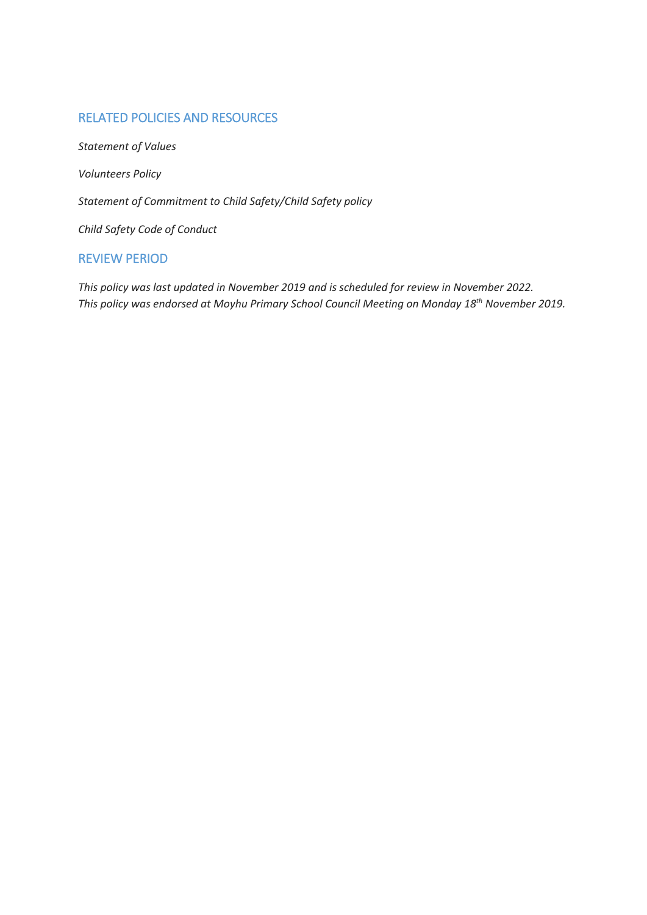## RELATED POLICIES AND RESOURCES

*Statement of Values*

*Volunteers Policy*

*Statement of Commitment to Child Safety/Child Safety policy*

*Child Safety Code of Conduct*

## REVIEW PERIOD

*This policy was last updated in November 2019 and is scheduled for review in November 2022.*
*This policy was endorsed at Moyhu Primary School Council Meeting on Monday 18th November 2019.*